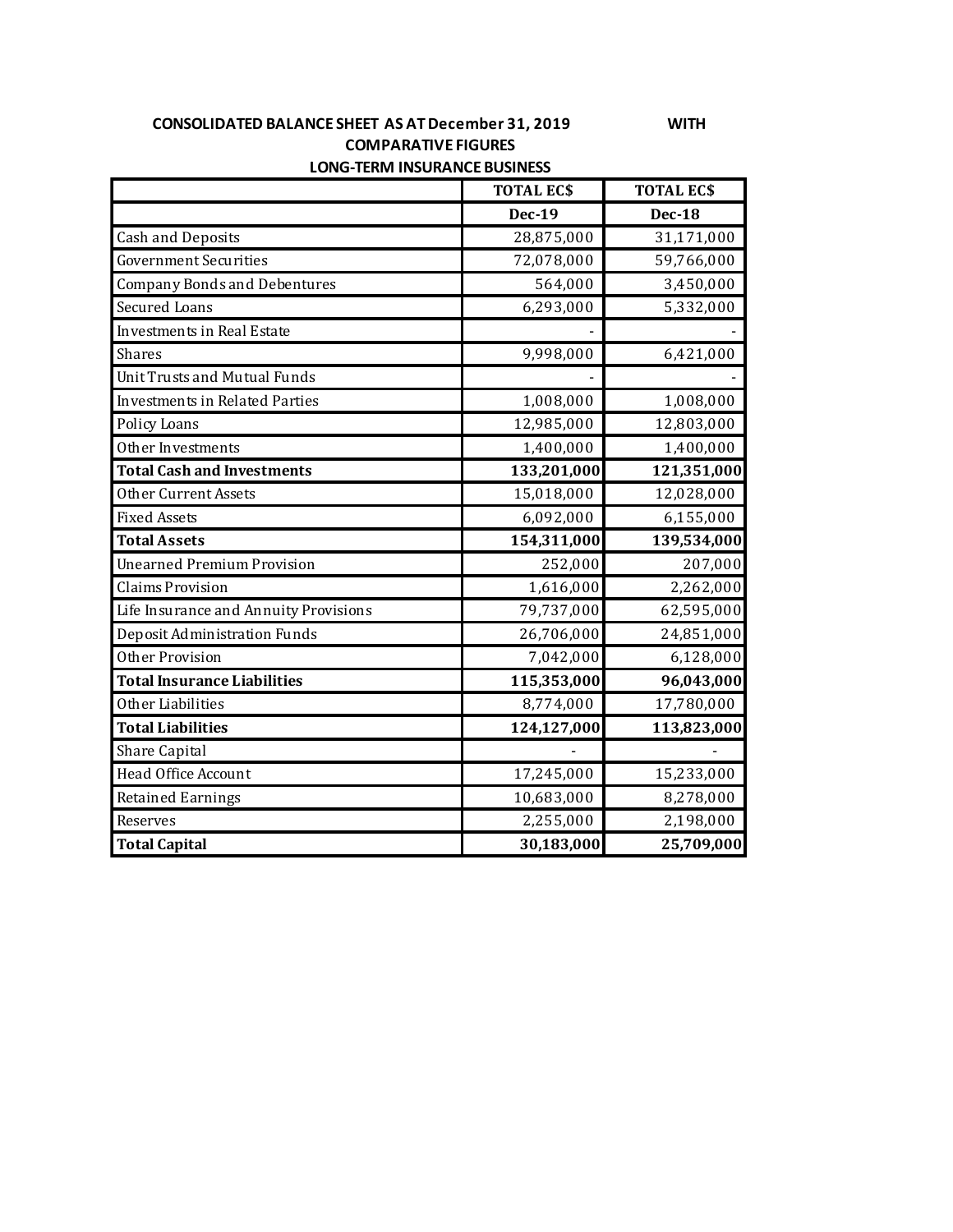**CONSOLIDATED BALANCE SHEET AS AT December 31, 2019 WITH COMPARATIVE FIGURES**

**LONG-TERM INSURANCE BUSINESS**

| | TOTAL EC$ | TOTAL EC$ |
|---|---|---|
| | Dec-19 | Dec-18 |
| Cash and Deposits | 28,875,000 | 31,171,000 |
| Government Securities | 72,078,000 | 59,766,000 |
| Company Bonds and Debentures | 564,000 | 3,450,000 |
| Secured Loans | 6,293,000 | 5,332,000 |
| Investments in Real Estate | - | - |
| Shares | 9,998,000 | 6,421,000 |
| Unit Trusts and Mutual Funds | - | - |
| Investments in Related Parties | 1,008,000 | 1,008,000 |
| Policy Loans | 12,985,000 | 12,803,000 |
| Other Investments | 1,400,000 | 1,400,000 |
| **Total Cash and Investments** | **133,201,000** | **121,351,000** |
| Other Current Assets | 15,018,000 | 12,028,000 |
| Fixed Assets | 6,092,000 | 6,155,000 |
| **Total Assets** | **154,311,000** | **139,534,000** |
| Unearned Premium Provision | 252,000 | 207,000 |
| Claims Provision | 1,616,000 | 2,262,000 |
| Life Insurance and Annuity Provisions | 79,737,000 | 62,595,000 |
| Deposit Administration Funds | 26,706,000 | 24,851,000 |
| Other Provision | 7,042,000 | 6,128,000 |
| **Total Insurance Liabilities** | **115,353,000** | **96,043,000** |
| Other Liabilities | 8,774,000 | 17,780,000 |
| **Total Liabilities** | **124,127,000** | **113,823,000** |
| Share Capital | - | - |
| Head Office Account | 17,245,000 | 15,233,000 |
| Retained Earnings | 10,683,000 | 8,278,000 |
| Reserves | 2,255,000 | 2,198,000 |
| **Total Capital** | **30,183,000** | **25,709,000** |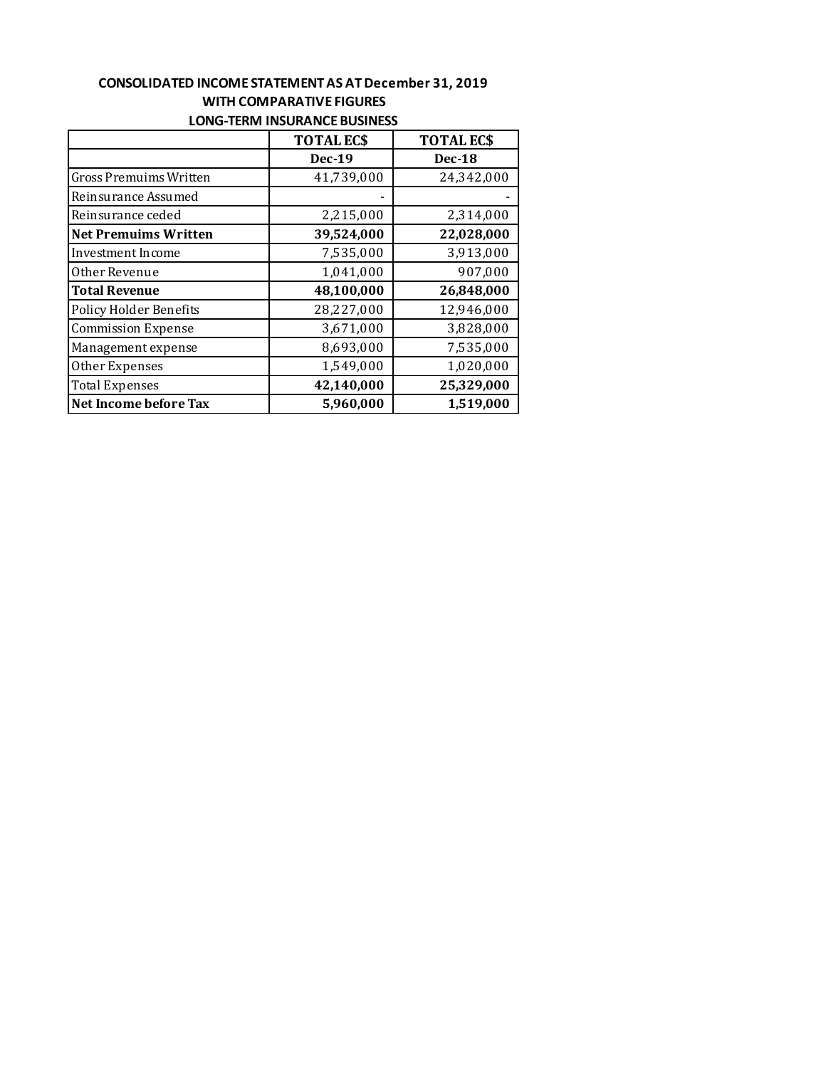**CONSOLIDATED INCOME STATEMENT AS AT December 31, 2019**
**WITH COMPARATIVE FIGURES**
**LONG-TERM INSURANCE BUSINESS**

| | **TOTAL EC$** | **TOTAL EC$** |
|---|---|---|
| | **Dec-19** | **Dec-18** |
| Gross Premuims Written | 41,739,000 | 24,342,000 |
| Reinsurance Assumed | - | - |
| Reinsurance ceded | 2,215,000 | 2,314,000 |
| **Net Premuims Written** | **39,524,000** | **22,028,000** |
| Investment Income | 7,535,000 | 3,913,000 |
| Other Revenue | 1,041,000 | 907,000 |
| **Total Revenue** | **48,100,000** | **26,848,000** |
| Policy Holder Benefits | 28,227,000 | 12,946,000 |
| Commission Expense | 3,671,000 | 3,828,000 |
| Management expense | 8,693,000 | 7,535,000 |
| Other Expenses | 1,549,000 | 1,020,000 |
| Total Expenses | **42,140,000** | **25,329,000** |
| **Net Income before Tax** | **5,960,000** | **1,519,000** |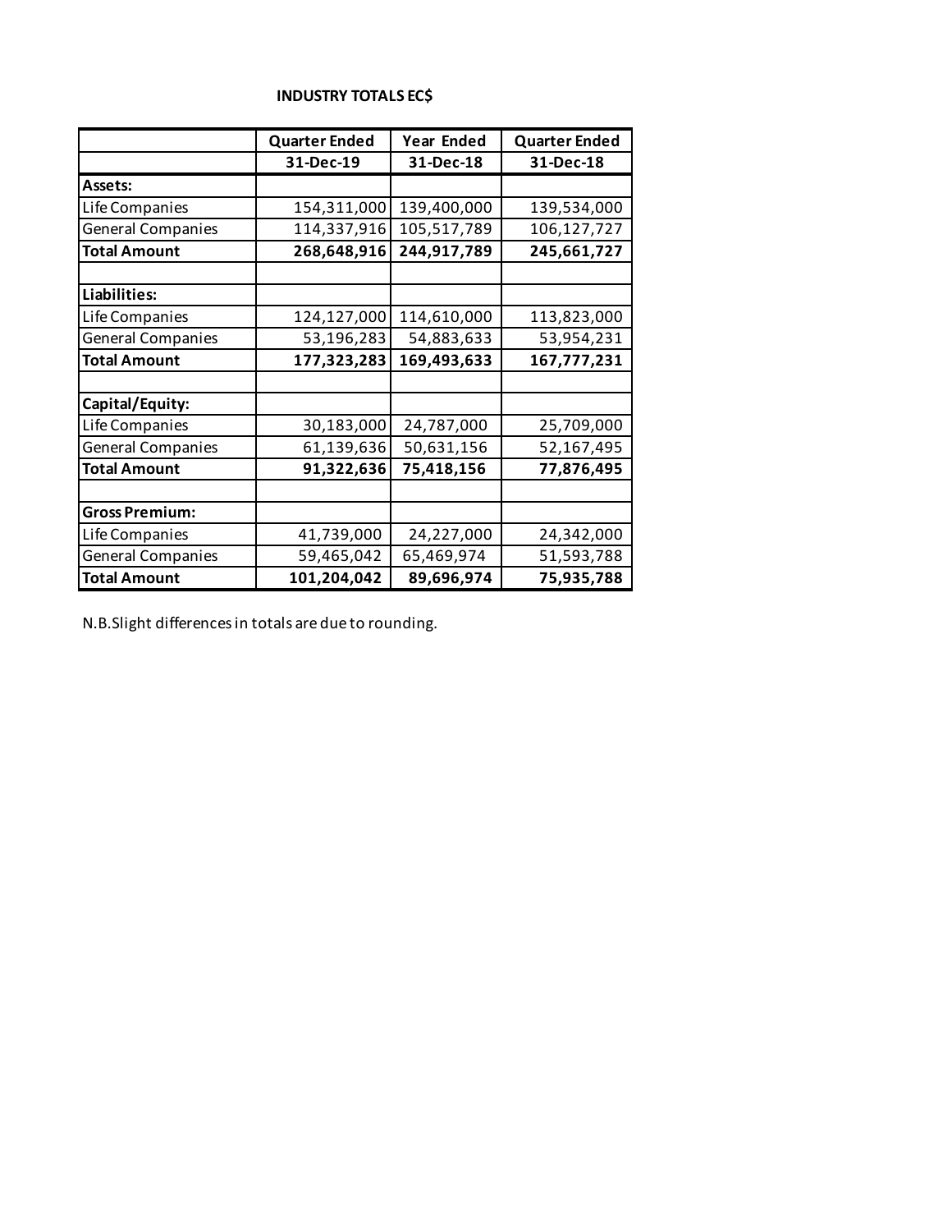**INDUSTRY TOTALS EC$**

| | Quarter Ended 31-Dec-19 | Year Ended 31-Dec-18 | Quarter Ended 31-Dec-18 |
|---|---|---|---|
| **Assets:** | | | |
| Life Companies | 154,311,000 | 139,400,000 | 139,534,000 |
| General Companies | 114,337,916 | 105,517,789 | 106,127,727 |
| **Total Amount** | **268,648,916** | **244,917,789** | **245,661,727** |
| | | | |
| **Liabilities:** | | | |
| Life Companies | 124,127,000 | 114,610,000 | 113,823,000 |
| General Companies | 53,196,283 | 54,883,633 | 53,954,231 |
| **Total Amount** | **177,323,283** | **169,493,633** | **167,777,231** |
| | | | |
| **Capital/Equity:** | | | |
| Life Companies | 30,183,000 | 24,787,000 | 25,709,000 |
| General Companies | 61,139,636 | 50,631,156 | 52,167,495 |
| **Total Amount** | **91,322,636** | **75,418,156** | **77,876,495** |
| | | | |
| **Gross Premium:** | | | |
| Life Companies | 41,739,000 | 24,227,000 | 24,342,000 |
| General Companies | 59,465,042 | 65,469,974 | 51,593,788 |
| **Total Amount** | **101,204,042** | **89,696,974** | **75,935,788** |

N.B.Slight differences in totals are due to rounding.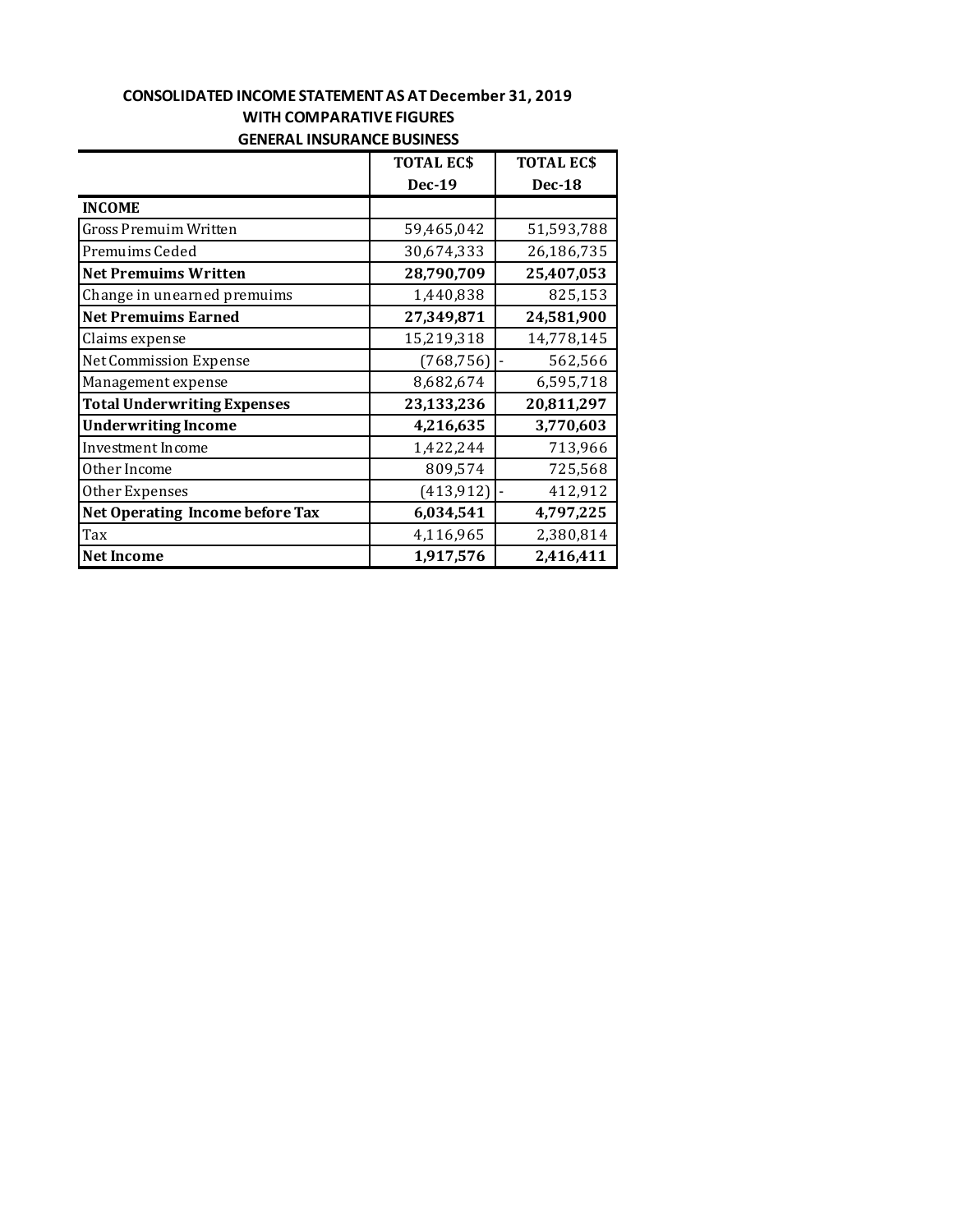**CONSOLIDATED INCOME STATEMENT AS AT December 31, 2019**
**WITH COMPARATIVE FIGURES**
**GENERAL INSURANCE BUSINESS**

| | **TOTAL EC$ Dec-19** | **TOTAL EC$ Dec-18** |
|---|---:|---:|
| **INCOME** | | |
| Gross Premuim Written | 59,465,042 | 51,593,788 |
| Premuims Ceded | 30,674,333 | 26,186,735 |
| **Net Premuims Written** | **28,790,709** | **25,407,053** |
| Change in unearned premuims | 1,440,838 | 825,153 |
| **Net Premuims Earned** | **27,349,871** | **24,581,900** |
| Claims expense | 15,219,318 | 14,778,145 |
| Net Commission Expense | (768,756) | - 562,566 |
| Management expense | 8,682,674 | 6,595,718 |
| **Total Underwriting Expenses** | **23,133,236** | **20,811,297** |
| **Underwriting Income** | **4,216,635** | **3,770,603** |
| Investment Income | 1,422,244 | 713,966 |
| Other Income | 809,574 | 725,568 |
| Other Expenses | (413,912) | - 412,912 |
| **Net Operating Income before Tax** | **6,034,541** | **4,797,225** |
| Tax | 4,116,965 | 2,380,814 |
| **Net Income** | **1,917,576** | **2,416,411** |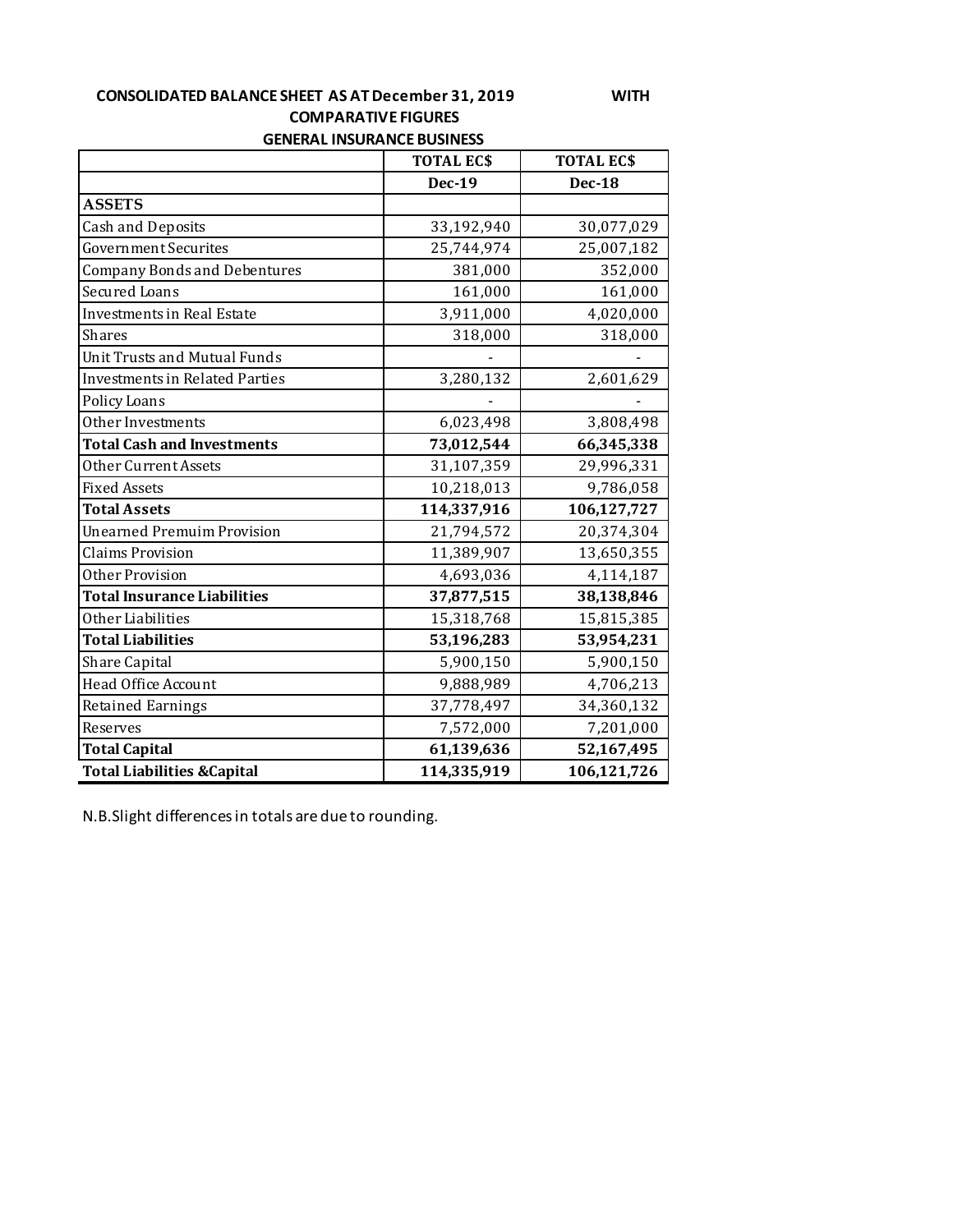**CONSOLIDATED BALANCE SHEET AS AT December 31, 2019 WITH COMPARATIVE FIGURES**

**GENERAL INSURANCE BUSINESS**

| | TOTAL EC$ | TOTAL EC$ |
|---|---|---|
| | **Dec-19** | **Dec-18** |
| **ASSETS** | | |
| Cash and Deposits | 33,192,940 | 30,077,029 |
| Government Securites | 25,744,974 | 25,007,182 |
| Company Bonds and Debentures | 381,000 | 352,000 |
| Secured Loans | 161,000 | 161,000 |
| Investments in Real Estate | 3,911,000 | 4,020,000 |
| Shares | 318,000 | 318,000 |
| Unit Trusts and Mutual Funds | - | - |
| Investments in Related Parties | 3,280,132 | 2,601,629 |
| Policy Loans | - | - |
| Other Investments | 6,023,498 | 3,808,498 |
| **Total Cash and Investments** | **73,012,544** | **66,345,338** |
| Other Current Assets | 31,107,359 | 29,996,331 |
| Fixed Assets | 10,218,013 | 9,786,058 |
| **Total Assets** | **114,337,916** | **106,127,727** |
| Unearned Premuim Provision | 21,794,572 | 20,374,304 |
| Claims Provision | 11,389,907 | 13,650,355 |
| Other Provision | 4,693,036 | 4,114,187 |
| **Total Insurance Liabilities** | **37,877,515** | **38,138,846** |
| Other Liabilities | 15,318,768 | 15,815,385 |
| **Total Liabilities** | **53,196,283** | **53,954,231** |
| Share Capital | 5,900,150 | 5,900,150 |
| Head Office Account | 9,888,989 | 4,706,213 |
| Retained Earnings | 37,778,497 | 34,360,132 |
| Reserves | 7,572,000 | 7,201,000 |
| **Total Capital** | **61,139,636** | **52,167,495** |
| **Total Liabilities &Capital** | **114,335,919** | **106,121,726** |

N.B.Slight differences in totals are due to rounding.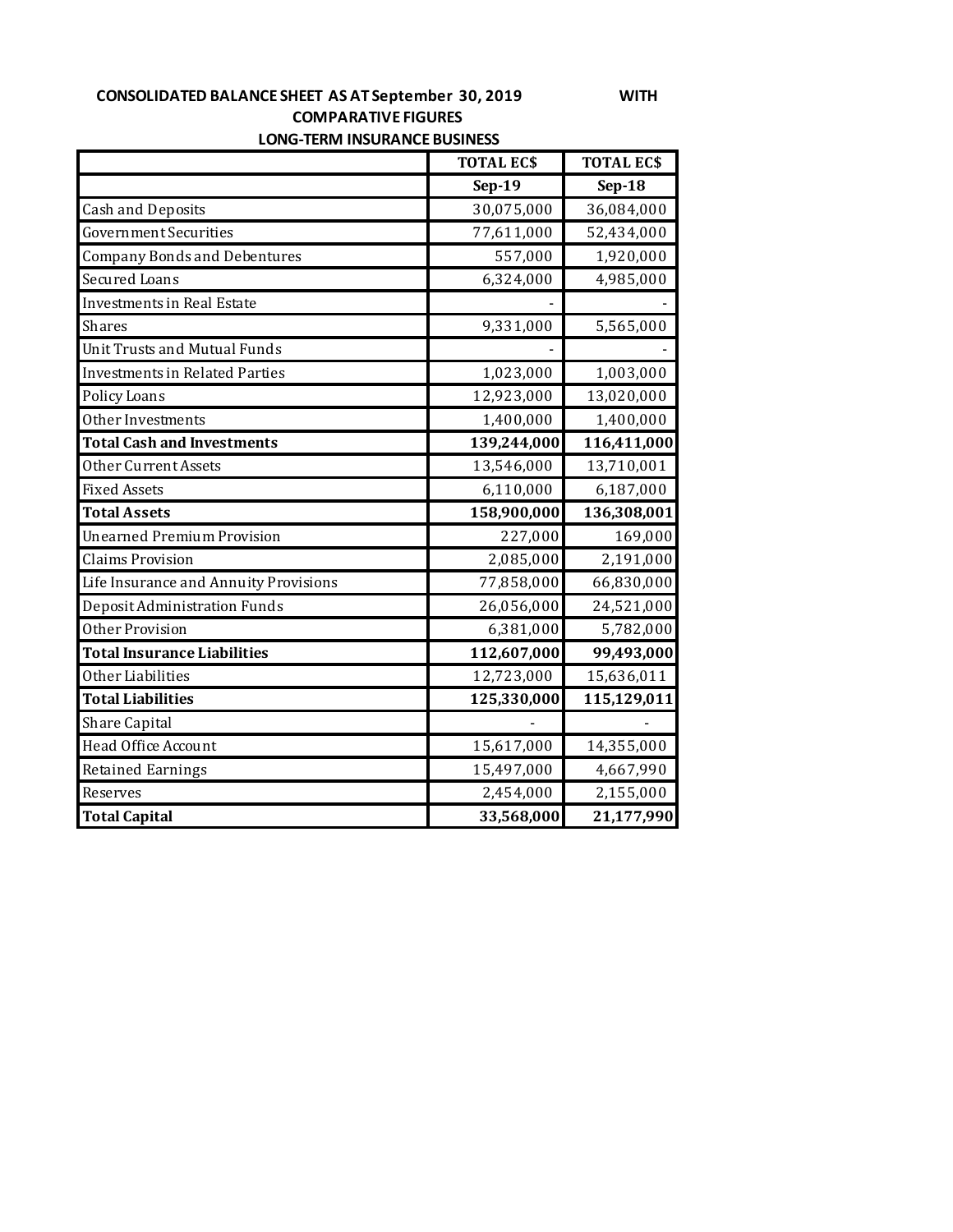**CONSOLIDATED BALANCE SHEET AS AT September 30, 2019 WITH COMPARATIVE FIGURES**

**LONG-TERM INSURANCE BUSINESS**

| | TOTAL EC$ | TOTAL EC$ |
|---|---|---|
| | **Sep-19** | **Sep-18** |
| Cash and Deposits | 30,075,000 | 36,084,000 |
| Government Securities | 77,611,000 | 52,434,000 |
| Company Bonds and Debentures | 557,000 | 1,920,000 |
| Secured Loans | 6,324,000 | 4,985,000 |
| Investments in Real Estate | - | - |
| Shares | 9,331,000 | 5,565,000 |
| Unit Trusts and Mutual Funds | - | - |
| Investments in Related Parties | 1,023,000 | 1,003,000 |
| Policy Loans | 12,923,000 | 13,020,000 |
| Other Investments | 1,400,000 | 1,400,000 |
| **Total Cash and Investments** | **139,244,000** | **116,411,000** |
| Other Current Assets | 13,546,000 | 13,710,001 |
| Fixed Assets | 6,110,000 | 6,187,000 |
| **Total Assets** | **158,900,000** | **136,308,001** |
| Unearned Premium Provision | 227,000 | 169,000 |
| Claims Provision | 2,085,000 | 2,191,000 |
| Life Insurance and Annuity Provisions | 77,858,000 | 66,830,000 |
| Deposit Administration Funds | 26,056,000 | 24,521,000 |
| Other Provision | 6,381,000 | 5,782,000 |
| **Total Insurance Liabilities** | **112,607,000** | **99,493,000** |
| Other Liabilities | 12,723,000 | 15,636,011 |
| **Total Liabilities** | **125,330,000** | **115,129,011** |
| Share Capital | - | - |
| Head Office Account | 15,617,000 | 14,355,000 |
| Retained Earnings | 15,497,000 | 4,667,990 |
| Reserves | 2,454,000 | 2,155,000 |
| **Total Capital** | **33,568,000** | **21,177,990** |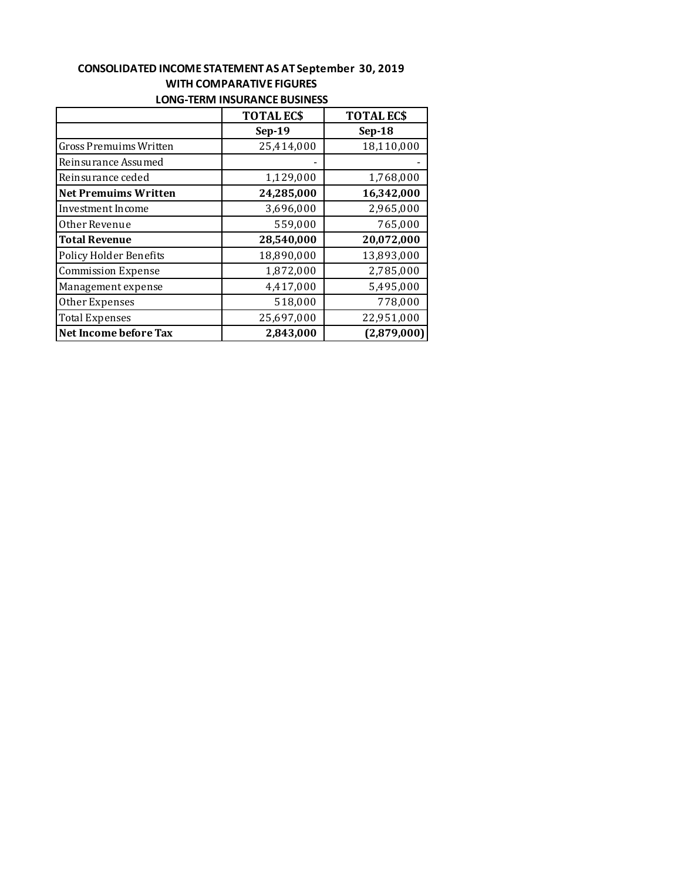**CONSOLIDATED INCOME STATEMENT AS AT September 30, 2019**
**WITH COMPARATIVE FIGURES**
**LONG-TERM INSURANCE BUSINESS**

| | **TOTAL EC$** | **TOTAL EC$** |
|---|---|---|
| | **Sep-19** | **Sep-18** |
| Gross Premuims Written | 25,414,000 | 18,110,000 |
| Reinsurance Assumed | - | - |
| Reinsurance ceded | 1,129,000 | 1,768,000 |
| **Net Premuims Written** | **24,285,000** | **16,342,000** |
| Investment Income | 3,696,000 | 2,965,000 |
| Other Revenue | 559,000 | 765,000 |
| **Total Revenue** | **28,540,000** | **20,072,000** |
| Policy Holder Benefits | 18,890,000 | 13,893,000 |
| Commission Expense | 1,872,000 | 2,785,000 |
| Management expense | 4,417,000 | 5,495,000 |
| Other Expenses | 518,000 | 778,000 |
| Total Expenses | 25,697,000 | 22,951,000 |
| **Net Income before Tax** | **2,843,000** | **(2,879,000)** |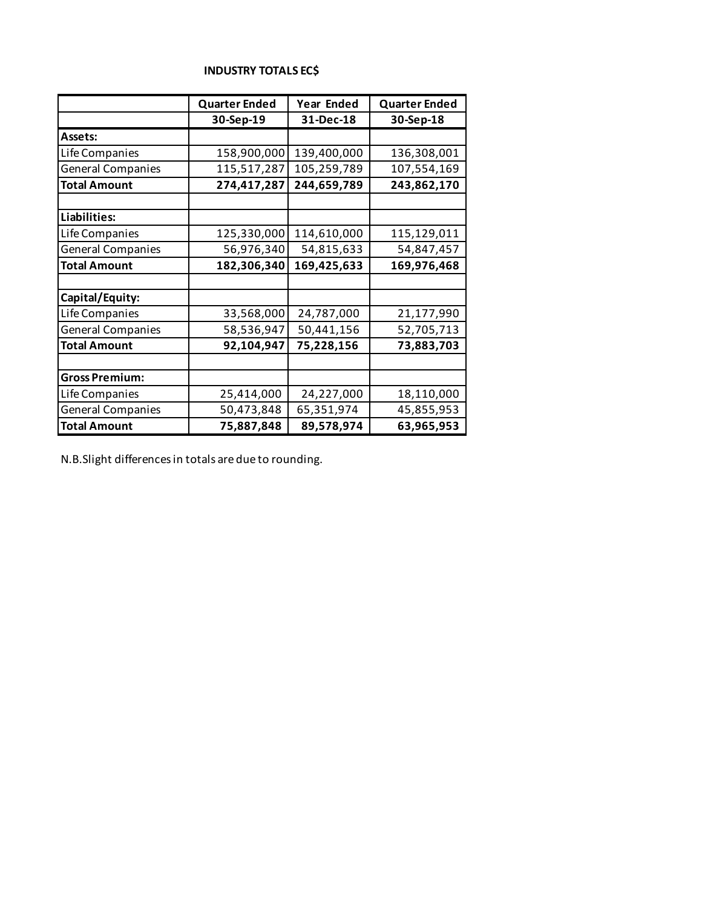## INDUSTRY TOTALS EC$

| | Quarter Ended | Year Ended | Quarter Ended |
|---|---|---|---|
| | 30-Sep-19 | 31-Dec-18 | 30-Sep-18 |
| **Assets:** | | | |
| Life Companies | 158,900,000 | 139,400,000 | 136,308,001 |
| General Companies | 115,517,287 | 105,259,789 | 107,554,169 |
| **Total Amount** | **274,417,287** | **244,659,789** | **243,862,170** |
| | | | |
| **Liabilities:** | | | |
| Life Companies | 125,330,000 | 114,610,000 | 115,129,011 |
| General Companies | 56,976,340 | 54,815,633 | 54,847,457 |
| **Total Amount** | **182,306,340** | **169,425,633** | **169,976,468** |
| | | | |
| **Capital/Equity:** | | | |
| Life Companies | 33,568,000 | 24,787,000 | 21,177,990 |
| General Companies | 58,536,947 | 50,441,156 | 52,705,713 |
| **Total Amount** | **92,104,947** | **75,228,156** | **73,883,703** |
| | | | |
| **Gross Premium:** | | | |
| Life Companies | 25,414,000 | 24,227,000 | 18,110,000 |
| General Companies | 50,473,848 | 65,351,974 | 45,855,953 |
| **Total Amount** | **75,887,848** | **89,578,974** | **63,965,953** |

N.B.Slight differences in totals are due to rounding.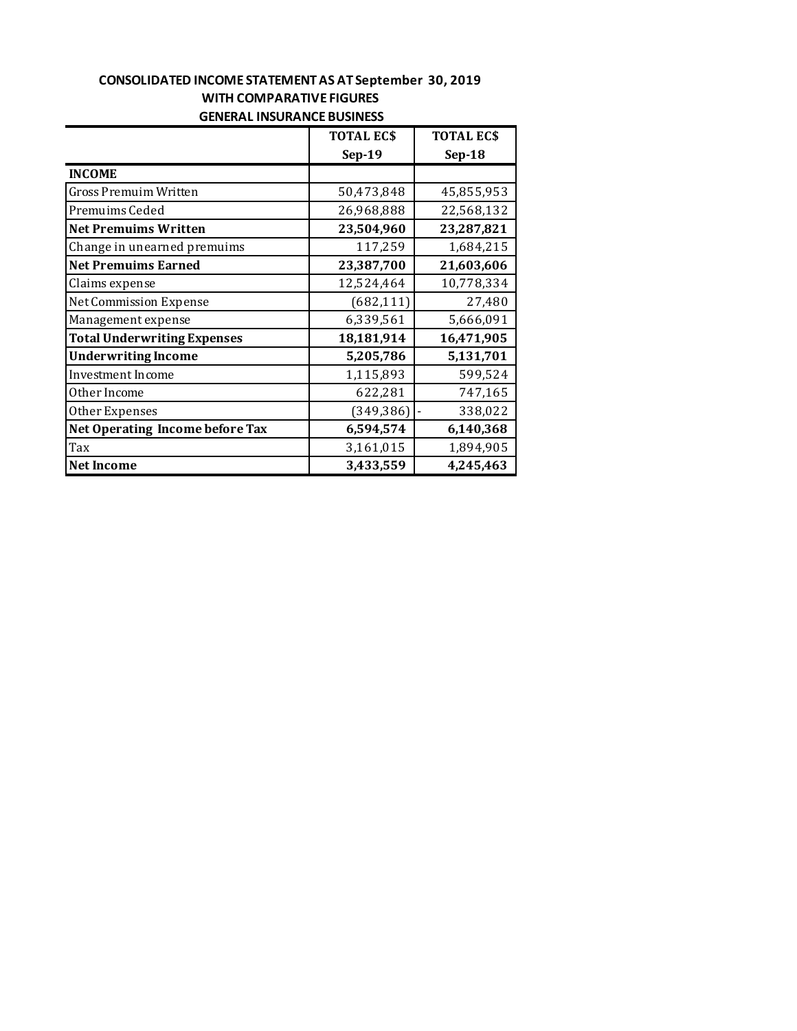**CONSOLIDATED INCOME STATEMENT AS AT September 30, 2019**
**WITH COMPARATIVE FIGURES**
**GENERAL INSURANCE BUSINESS**

| | **TOTAL EC$ Sep-19** | **TOTAL EC$ Sep-18** |
|---|---|---|
| **INCOME** | | |
| Gross Premuim Written | 50,473,848 | 45,855,953 |
| Premuims Ceded | 26,968,888 | 22,568,132 |
| **Net Premuims Written** | **23,504,960** | **23,287,821** |
| Change in unearned premuims | 117,259 | 1,684,215 |
| **Net Premuims Earned** | **23,387,700** | **21,603,606** |
| Claims expense | 12,524,464 | 10,778,334 |
| Net Commission Expense | (682,111) | 27,480 |
| Management expense | 6,339,561 | 5,666,091 |
| **Total Underwriting Expenses** | **18,181,914** | **16,471,905** |
| **Underwriting Income** | **5,205,786** | **5,131,701** |
| Investment Income | 1,115,893 | 599,524 |
| Other Income | 622,281 | 747,165 |
| Other Expenses | (349,386) | - 338,022 |
| **Net Operating Income before Tax** | **6,594,574** | **6,140,368** |
| Tax | 3,161,015 | 1,894,905 |
| **Net Income** | **3,433,559** | **4,245,463** |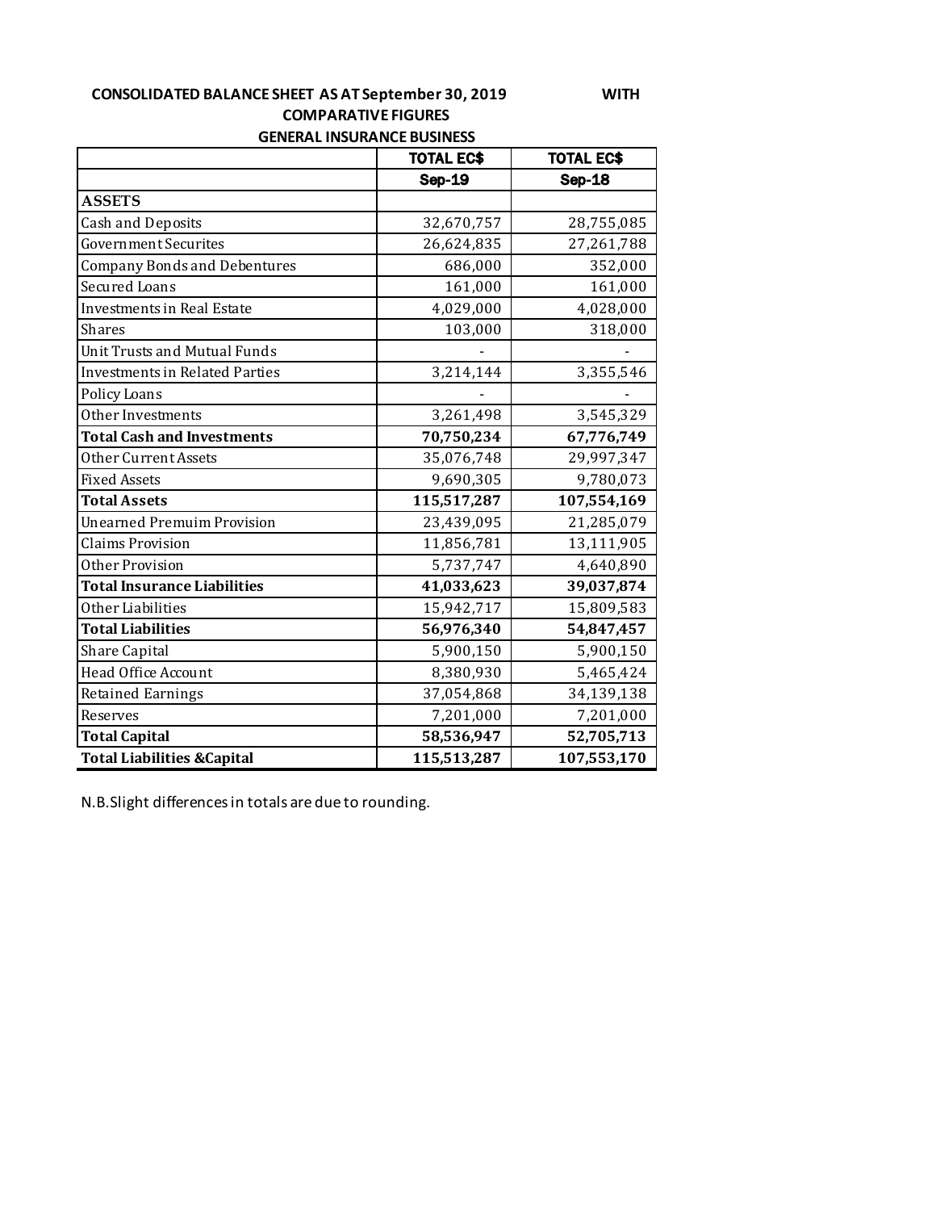**CONSOLIDATED BALANCE SHEET AS AT September 30, 2019 WITH COMPARATIVE FIGURES**

**GENERAL INSURANCE BUSINESS**

| | TOTAL EC$ | TOTAL EC$ |
|---|---|---|
| | **Sep-19** | **Sep-18** |
| **ASSETS** | | |
| Cash and Deposits | 32,670,757 | 28,755,085 |
| Government Securites | 26,624,835 | 27,261,788 |
| Company Bonds and Debentures | 686,000 | 352,000 |
| Secured Loans | 161,000 | 161,000 |
| Investments in Real Estate | 4,029,000 | 4,028,000 |
| Shares | 103,000 | 318,000 |
| Unit Trusts and Mutual Funds | - | - |
| Investments in Related Parties | 3,214,144 | 3,355,546 |
| Policy Loans | - | - |
| Other Investments | 3,261,498 | 3,545,329 |
| **Total Cash and Investments** | **70,750,234** | **67,776,749** |
| Other Current Assets | 35,076,748 | 29,997,347 |
| Fixed Assets | 9,690,305 | 9,780,073 |
| **Total Assets** | **115,517,287** | **107,554,169** |
| Unearned Premuim Provision | 23,439,095 | 21,285,079 |
| Claims Provision | 11,856,781 | 13,111,905 |
| Other Provision | 5,737,747 | 4,640,890 |
| **Total Insurance Liabilities** | **41,033,623** | **39,037,874** |
| Other Liabilities | 15,942,717 | 15,809,583 |
| **Total Liabilities** | **56,976,340** | **54,847,457** |
| Share Capital | 5,900,150 | 5,900,150 |
| Head Office Account | 8,380,930 | 5,465,424 |
| Retained Earnings | 37,054,868 | 34,139,138 |
| Reserves | 7,201,000 | 7,201,000 |
| **Total Capital** | **58,536,947** | **52,705,713** |
| **Total Liabilities &Capital** | **115,513,287** | **107,553,170** |

N.B.Slight differences in totals are due to rounding.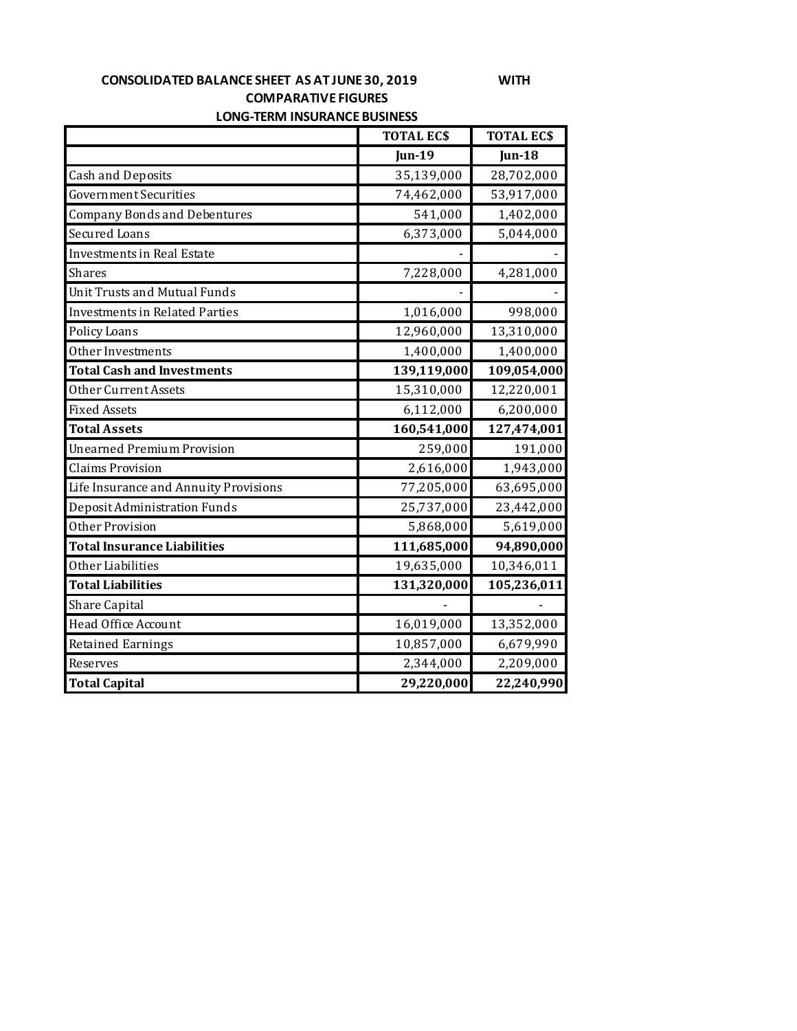**CONSOLIDATED BALANCE SHEET AS AT JUNE 30, 2019 WITH COMPARATIVE FIGURES**

**LONG-TERM INSURANCE BUSINESS**

| | TOTAL EC$ | TOTAL EC$ |
|---|---|---|
| | **Jun-19** | **Jun-18** |
| Cash and Deposits | 35,139,000 | 28,702,000 |
| Government Securities | 74,462,000 | 53,917,000 |
| Company Bonds and Debentures | 541,000 | 1,402,000 |
| Secured Loans | 6,373,000 | 5,044,000 |
| Investments in Real Estate | - | - |
| Shares | 7,228,000 | 4,281,000 |
| Unit Trusts and Mutual Funds | - | - |
| Investments in Related Parties | 1,016,000 | 998,000 |
| Policy Loans | 12,960,000 | 13,310,000 |
| Other Investments | 1,400,000 | 1,400,000 |
| **Total Cash and Investments** | **139,119,000** | **109,054,000** |
| Other Current Assets | 15,310,000 | 12,220,001 |
| Fixed Assets | 6,112,000 | 6,200,000 |
| **Total Assets** | **160,541,000** | **127,474,001** |
| Unearned Premium Provision | 259,000 | 191,000 |
| Claims Provision | 2,616,000 | 1,943,000 |
| Life Insurance and Annuity Provisions | 77,205,000 | 63,695,000 |
| Deposit Administration Funds | 25,737,000 | 23,442,000 |
| Other Provision | 5,868,000 | 5,619,000 |
| **Total Insurance Liabilities** | **111,685,000** | **94,890,000** |
| Other Liabilities | 19,635,000 | 10,346,011 |
| **Total Liabilities** | **131,320,000** | **105,236,011** |
| Share Capital | - | - |
| Head Office Account | 16,019,000 | 13,352,000 |
| Retained Earnings | 10,857,000 | 6,679,990 |
| Reserves | 2,344,000 | 2,209,000 |
| **Total Capital** | **29,220,000** | **22,240,990** |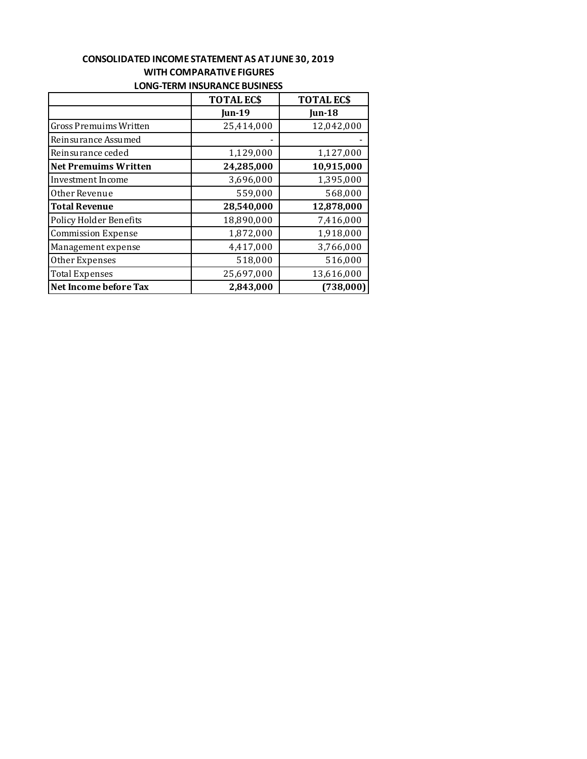## CONSOLIDATED INCOME STATEMENT AS AT JUNE 30, 2019
## WITH COMPARATIVE FIGURES
## LONG-TERM INSURANCE BUSINESS

| | TOTAL EC$ | TOTAL EC$ |
|---|---|---|
| | Jun-19 | Jun-18 |
| Gross Premuims Written | 25,414,000 | 12,042,000 |
| Reinsurance Assumed | - | - |
| Reinsurance ceded | 1,129,000 | 1,127,000 |
| **Net Premuims Written** | **24,285,000** | **10,915,000** |
| Investment Income | 3,696,000 | 1,395,000 |
| Other Revenue | 559,000 | 568,000 |
| **Total Revenue** | **28,540,000** | **12,878,000** |
| Policy Holder Benefits | 18,890,000 | 7,416,000 |
| Commission Expense | 1,872,000 | 1,918,000 |
| Management expense | 4,417,000 | 3,766,000 |
| Other Expenses | 518,000 | 516,000 |
| Total Expenses | 25,697,000 | 13,616,000 |
| **Net Income before Tax** | **2,843,000** | **(738,000)** |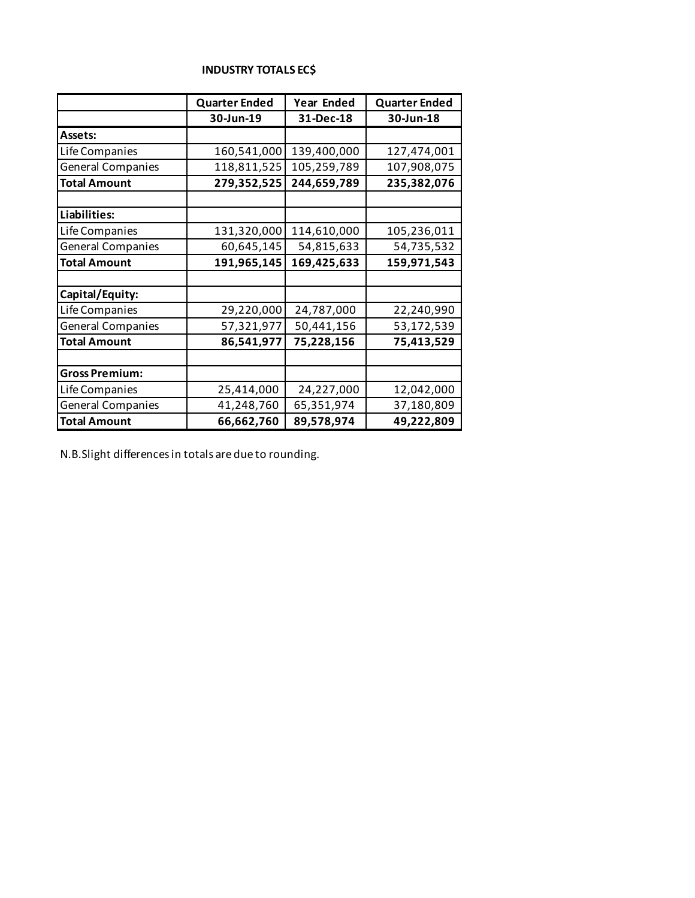**INDUSTRY TOTALS EC$**

| | Quarter Ended | Year Ended | Quarter Ended |
|---|---|---|---|
| | 30-Jun-19 | 31-Dec-18 | 30-Jun-18 |
| **Assets:** | | | |
| Life Companies | 160,541,000 | 139,400,000 | 127,474,001 |
| General Companies | 118,811,525 | 105,259,789 | 107,908,075 |
| **Total Amount** | **279,352,525** | **244,659,789** | **235,382,076** |
| | | | |
| **Liabilities:** | | | |
| Life Companies | 131,320,000 | 114,610,000 | 105,236,011 |
| General Companies | 60,645,145 | 54,815,633 | 54,735,532 |
| **Total Amount** | **191,965,145** | **169,425,633** | **159,971,543** |
| | | | |
| **Capital/Equity:** | | | |
| Life Companies | 29,220,000 | 24,787,000 | 22,240,990 |
| General Companies | 57,321,977 | 50,441,156 | 53,172,539 |
| **Total Amount** | **86,541,977** | **75,228,156** | **75,413,529** |
| | | | |
| **Gross Premium:** | | | |
| Life Companies | 25,414,000 | 24,227,000 | 12,042,000 |
| General Companies | 41,248,760 | 65,351,974 | 37,180,809 |
| **Total Amount** | **66,662,760** | **89,578,974** | **49,222,809** |

N.B.Slight differences in totals are due to rounding.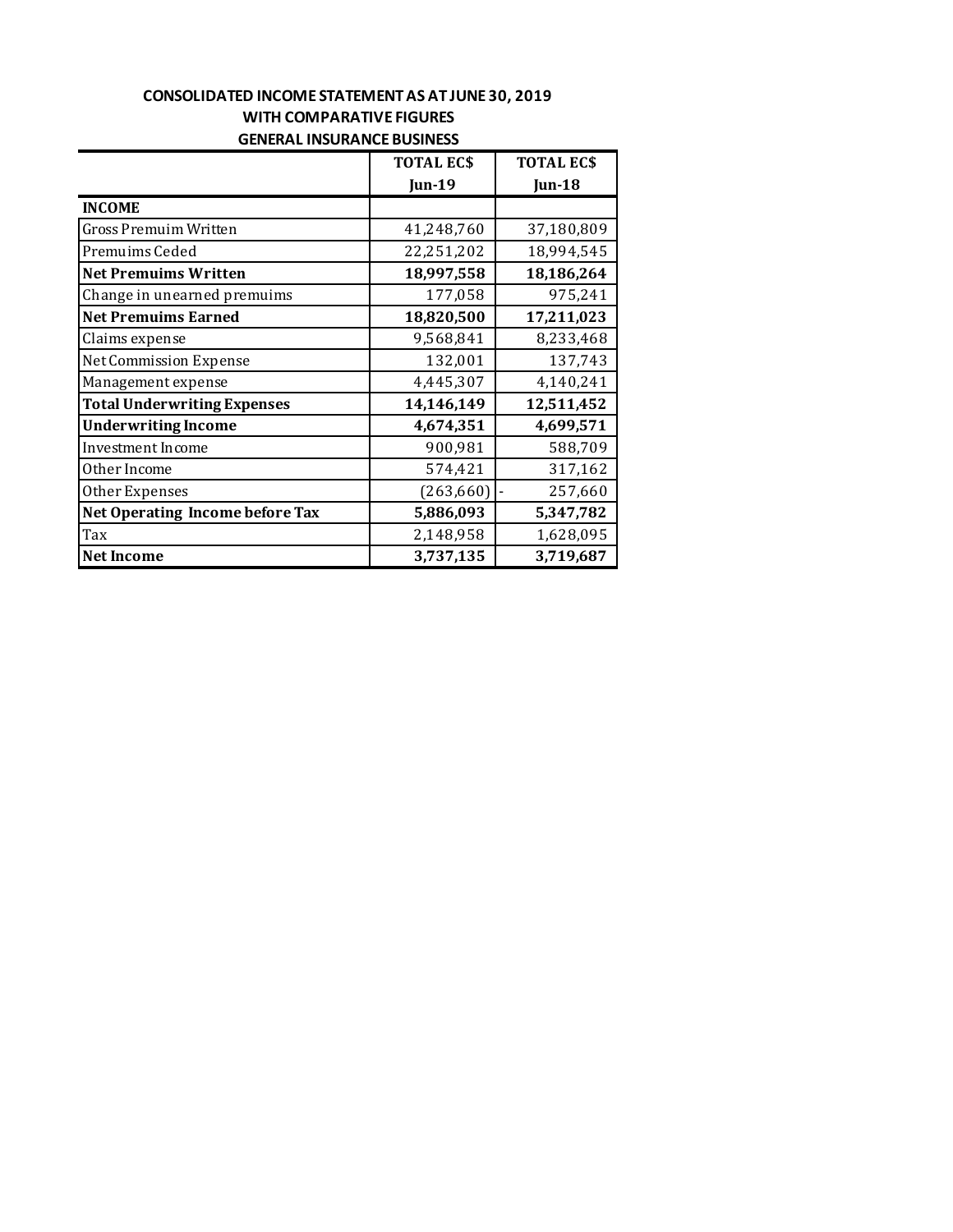**CONSOLIDATED INCOME STATEMENT AS AT JUNE 30, 2019**
**WITH COMPARATIVE FIGURES**
**GENERAL INSURANCE BUSINESS**

| | TOTAL EC$ Jun-19 | TOTAL EC$ Jun-18 |
|---|---|---|
| **INCOME** | | |
| Gross Premuim Written | 41,248,760 | 37,180,809 |
| Premuims Ceded | 22,251,202 | 18,994,545 |
| **Net Premuims Written** | **18,997,558** | **18,186,264** |
| Change in unearned premuims | 177,058 | 975,241 |
| **Net Premuims Earned** | **18,820,500** | **17,211,023** |
| Claims expense | 9,568,841 | 8,233,468 |
| Net Commission Expense | 132,001 | 137,743 |
| Management expense | 4,445,307 | 4,140,241 |
| **Total Underwriting Expenses** | **14,146,149** | **12,511,452** |
| **Underwriting Income** | **4,674,351** | **4,699,571** |
| Investment Income | 900,981 | 588,709 |
| Other Income | 574,421 | 317,162 |
| Other Expenses | (263,660) | - 257,660 |
| **Net Operating Income before Tax** | **5,886,093** | **5,347,782** |
| Tax | 2,148,958 | 1,628,095 |
| **Net Income** | **3,737,135** | **3,719,687** |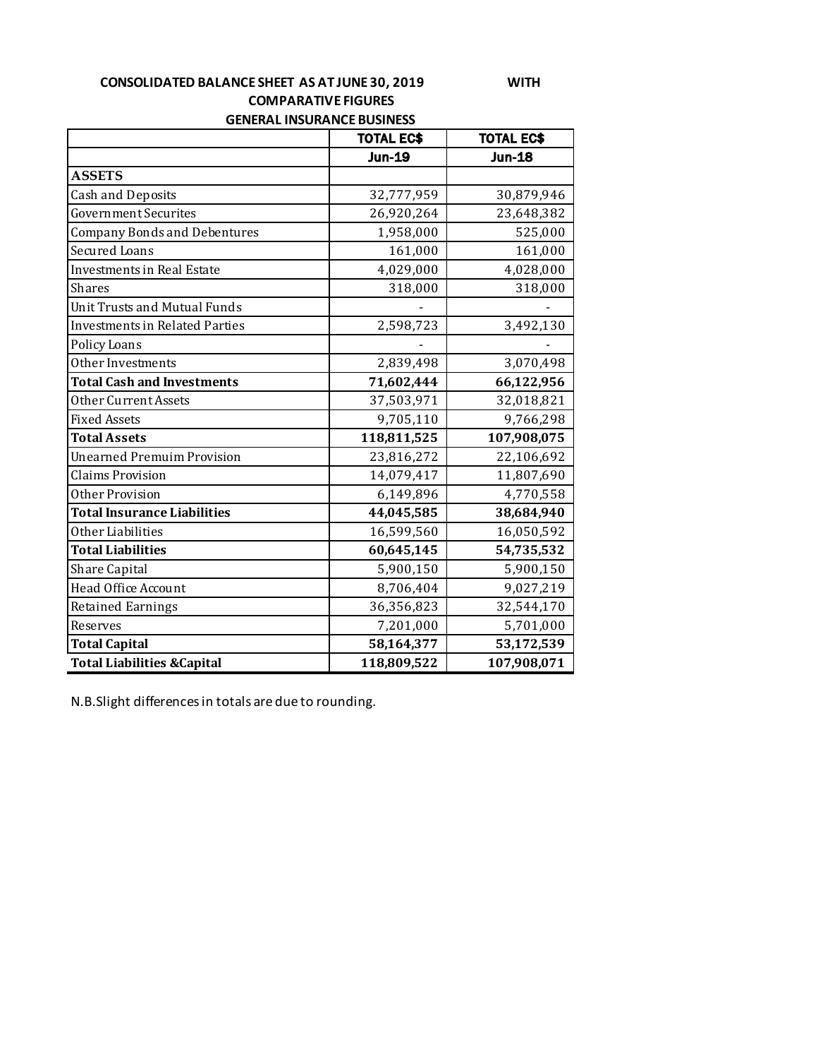**CONSOLIDATED BALANCE SHEET AS AT JUNE 30, 2019 WITH COMPARATIVE FIGURES**

**GENERAL INSURANCE BUSINESS**

| | TOTAL EC$ | TOTAL EC$ |
|---|---|---|
| | Jun-19 | Jun-18 |
| **ASSETS** | | |
| Cash and Deposits | 32,777,959 | 30,879,946 |
| Government Securites | 26,920,264 | 23,648,382 |
| Company Bonds and Debentures | 1,958,000 | 525,000 |
| Secured Loans | 161,000 | 161,000 |
| Investments in Real Estate | 4,029,000 | 4,028,000 |
| Shares | 318,000 | 318,000 |
| Unit Trusts and Mutual Funds | - | - |
| Investments in Related Parties | 2,598,723 | 3,492,130 |
| Policy Loans | - | - |
| Other Investments | 2,839,498 | 3,070,498 |
| **Total Cash and Investments** | **71,602,444** | **66,122,956** |
| Other Current Assets | 37,503,971 | 32,018,821 |
| Fixed Assets | 9,705,110 | 9,766,298 |
| **Total Assets** | **118,811,525** | **107,908,075** |
| Unearned Premuim Provision | 23,816,272 | 22,106,692 |
| Claims Provision | 14,079,417 | 11,807,690 |
| Other Provision | 6,149,896 | 4,770,558 |
| **Total Insurance Liabilities** | **44,045,585** | **38,684,940** |
| Other Liabilities | 16,599,560 | 16,050,592 |
| **Total Liabilities** | **60,645,145** | **54,735,532** |
| Share Capital | 5,900,150 | 5,900,150 |
| Head Office Account | 8,706,404 | 9,027,219 |
| Retained Earnings | 36,356,823 | 32,544,170 |
| Reserves | 7,201,000 | 5,701,000 |
| **Total Capital** | **58,164,377** | **53,172,539** |
| **Total Liabilities &Capital** | **118,809,522** | **107,908,071** |

N.B.Slight differences in totals are due to rounding.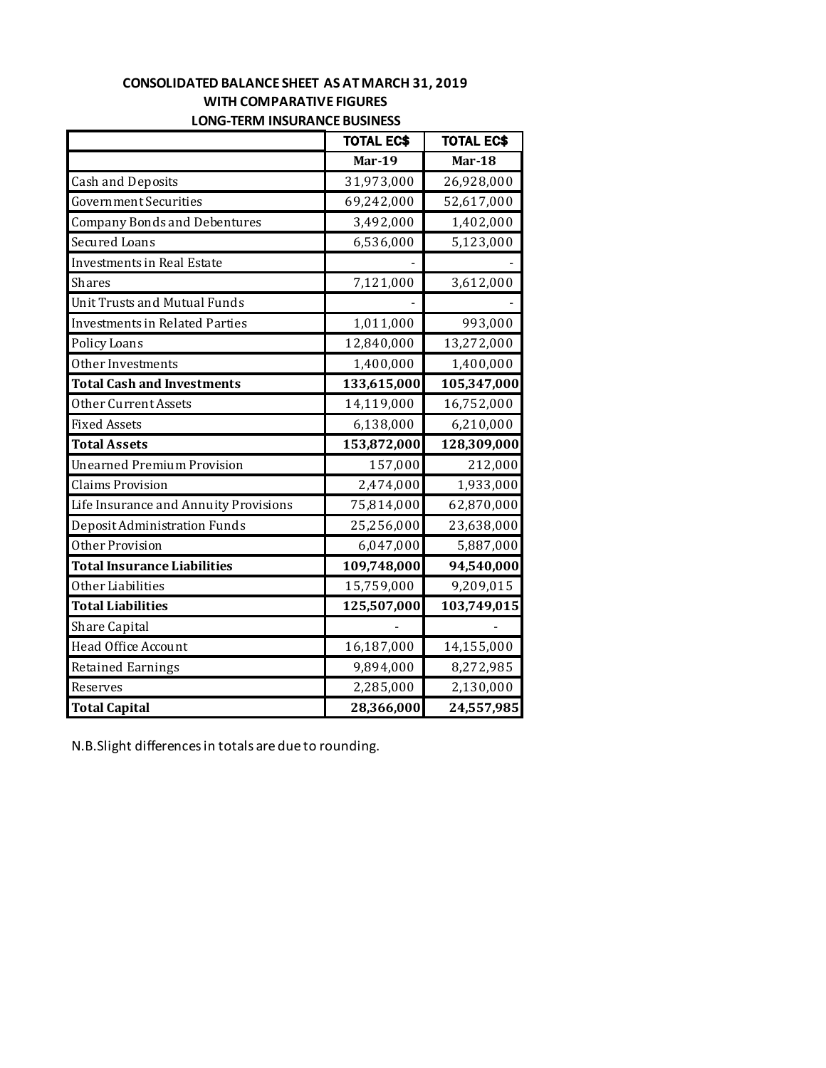# CONSOLIDATED BALANCE SHEET AS AT MARCH 31, 2019
## WITH COMPARATIVE FIGURES
## LONG-TERM INSURANCE BUSINESS

| | TOTAL EC$ | TOTAL EC$ |
|---|---|---|
| | **Mar-19** | **Mar-18** |
| Cash and Deposits | 31,973,000 | 26,928,000 |
| Government Securities | 69,242,000 | 52,617,000 |
| Company Bonds and Debentures | 3,492,000 | 1,402,000 |
| Secured Loans | 6,536,000 | 5,123,000 |
| Investments in Real Estate | - | - |
| Shares | 7,121,000 | 3,612,000 |
| Unit Trusts and Mutual Funds | - | - |
| Investments in Related Parties | 1,011,000 | 993,000 |
| Policy Loans | 12,840,000 | 13,272,000 |
| Other Investments | 1,400,000 | 1,400,000 |
| **Total Cash and Investments** | **133,615,000** | **105,347,000** |
| Other Current Assets | 14,119,000 | 16,752,000 |
| Fixed Assets | 6,138,000 | 6,210,000 |
| **Total Assets** | **153,872,000** | **128,309,000** |
| Unearned Premium Provision | 157,000 | 212,000 |
| Claims Provision | 2,474,000 | 1,933,000 |
| Life Insurance and Annuity Provisions | 75,814,000 | 62,870,000 |
| Deposit Administration Funds | 25,256,000 | 23,638,000 |
| Other Provision | 6,047,000 | 5,887,000 |
| **Total Insurance Liabilities** | **109,748,000** | **94,540,000** |
| Other Liabilities | 15,759,000 | 9,209,015 |
| **Total Liabilities** | **125,507,000** | **103,749,015** |
| Share Capital | - | - |
| Head Office Account | 16,187,000 | 14,155,000 |
| Retained Earnings | 9,894,000 | 8,272,985 |
| Reserves | 2,285,000 | 2,130,000 |
| **Total Capital** | **28,366,000** | **24,557,985** |

N.B. Slight differences in totals are due to rounding.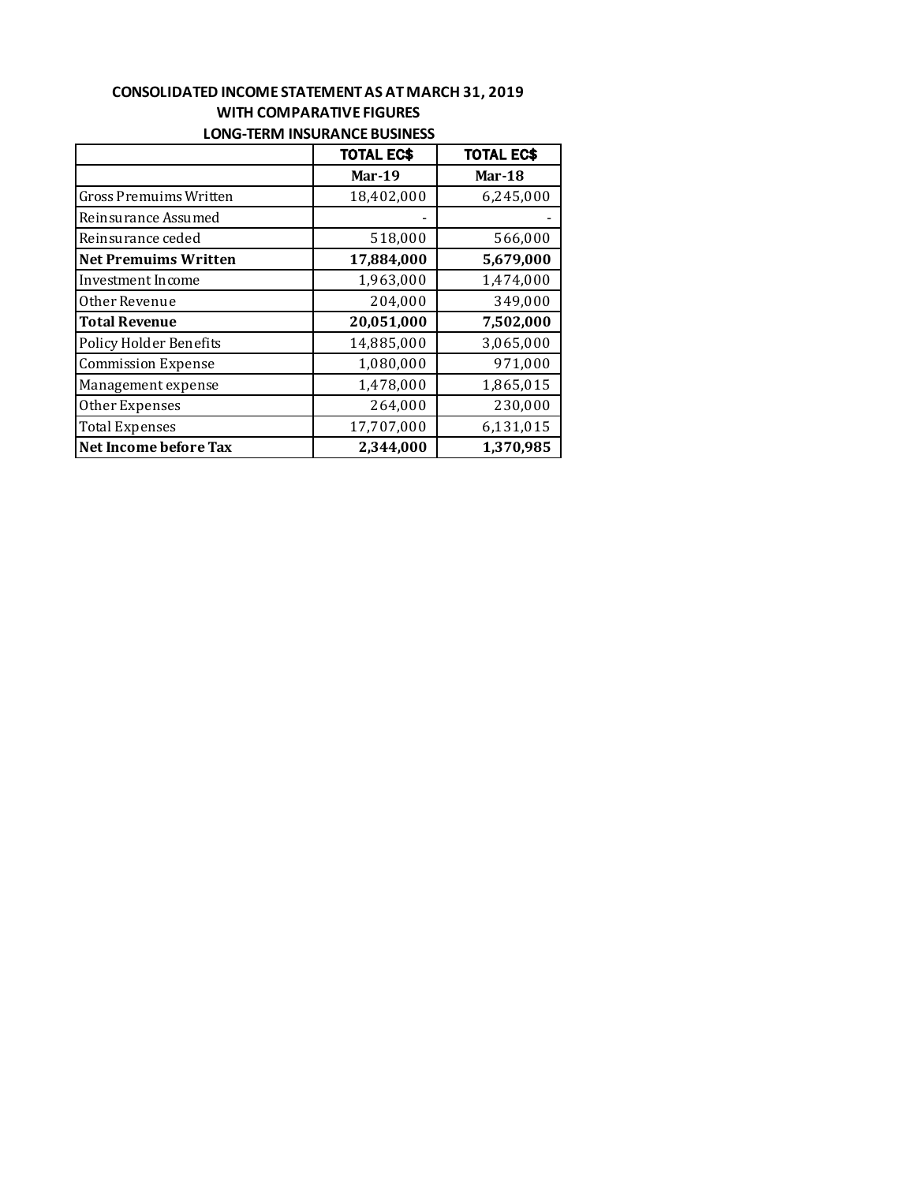**CONSOLIDATED INCOME STATEMENT AS AT MARCH 31, 2019**
**WITH COMPARATIVE FIGURES**
**LONG-TERM INSURANCE BUSINESS**

| | TOTAL EC$ | TOTAL EC$ |
|---|---|---|
| | **Mar-19** | **Mar-18** |
| Gross Premuims Written | 18,402,000 | 6,245,000 |
| Reinsurance Assumed | - | - |
| Reinsurance ceded | 518,000 | 566,000 |
| **Net Premuims Written** | **17,884,000** | **5,679,000** |
| Investment Income | 1,963,000 | 1,474,000 |
| Other Revenue | 204,000 | 349,000 |
| **Total Revenue** | **20,051,000** | **7,502,000** |
| Policy Holder Benefits | 14,885,000 | 3,065,000 |
| Commission Expense | 1,080,000 | 971,000 |
| Management expense | 1,478,000 | 1,865,015 |
| Other Expenses | 264,000 | 230,000 |
| Total Expenses | 17,707,000 | 6,131,015 |
| **Net Income before Tax** | **2,344,000** | **1,370,985** |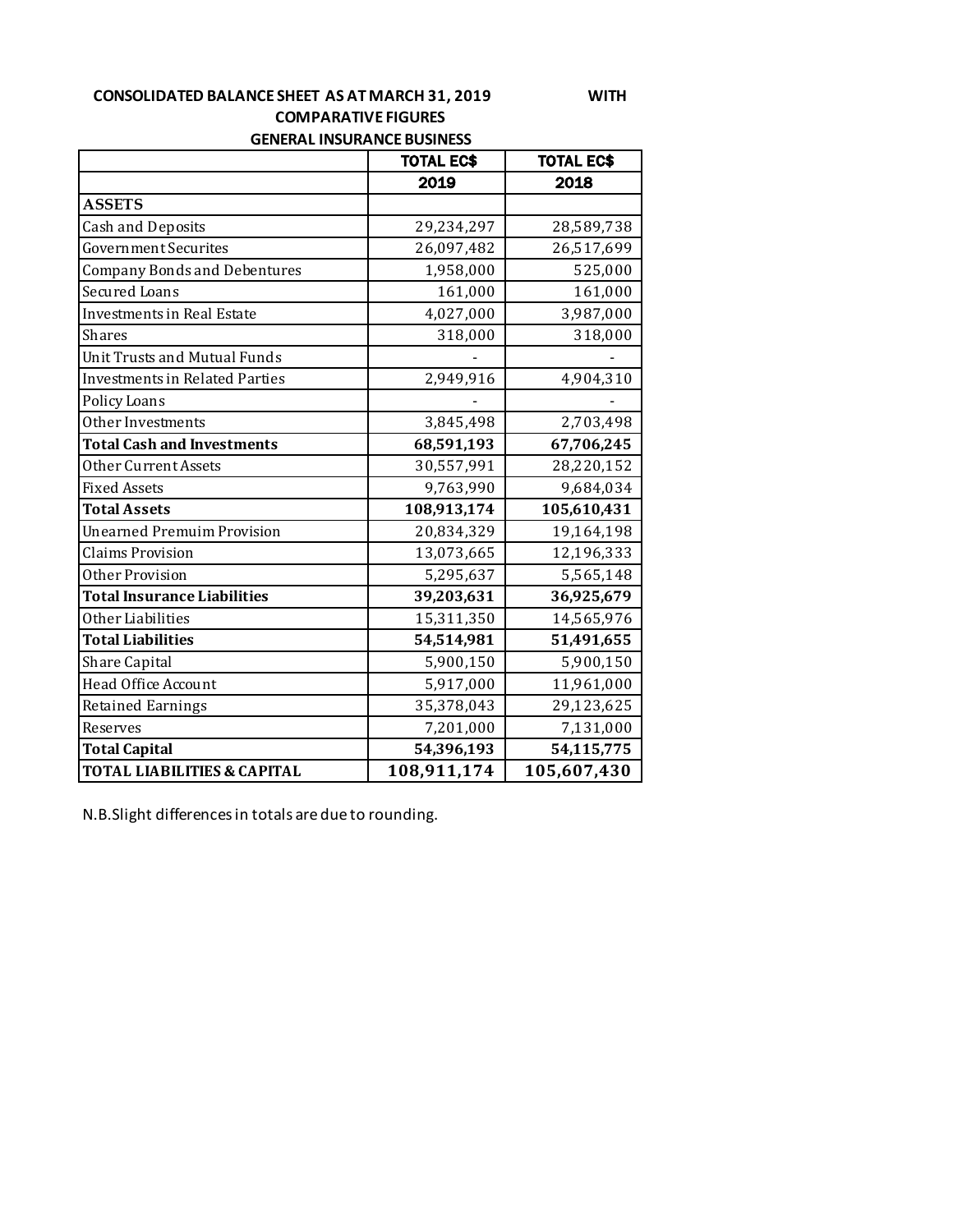**CONSOLIDATED BALANCE SHEET AS AT MARCH 31, 2019 WITH COMPARATIVE FIGURES**

**GENERAL INSURANCE BUSINESS**

| | TOTAL EC$ | TOTAL EC$ |
|---|---|---|
| | 2019 | 2018 |
| **ASSETS** | | |
| Cash and Deposits | 29,234,297 | 28,589,738 |
| Government Securites | 26,097,482 | 26,517,699 |
| Company Bonds and Debentures | 1,958,000 | 525,000 |
| Secured Loans | 161,000 | 161,000 |
| Investments in Real Estate | 4,027,000 | 3,987,000 |
| Shares | 318,000 | 318,000 |
| Unit Trusts and Mutual Funds | - | - |
| Investments in Related Parties | 2,949,916 | 4,904,310 |
| Policy Loans | - | - |
| Other Investments | 3,845,498 | 2,703,498 |
| **Total Cash and Investments** | **68,591,193** | **67,706,245** |
| Other Current Assets | 30,557,991 | 28,220,152 |
| Fixed Assets | 9,763,990 | 9,684,034 |
| **Total Assets** | **108,913,174** | **105,610,431** |
| Unearned Premuim Provision | 20,834,329 | 19,164,198 |
| Claims Provision | 13,073,665 | 12,196,333 |
| Other Provision | 5,295,637 | 5,565,148 |
| **Total Insurance Liabilities** | **39,203,631** | **36,925,679** |
| Other Liabilities | 15,311,350 | 14,565,976 |
| **Total Liabilities** | **54,514,981** | **51,491,655** |
| Share Capital | 5,900,150 | 5,900,150 |
| Head Office Account | 5,917,000 | 11,961,000 |
| Retained Earnings | 35,378,043 | 29,123,625 |
| Reserves | 7,201,000 | 7,131,000 |
| **Total Capital** | **54,396,193** | **54,115,775** |
| **TOTAL LIABILITIES & CAPITAL** | **108,911,174** | **105,607,430** |

N.B.Slight differences in totals are due to rounding.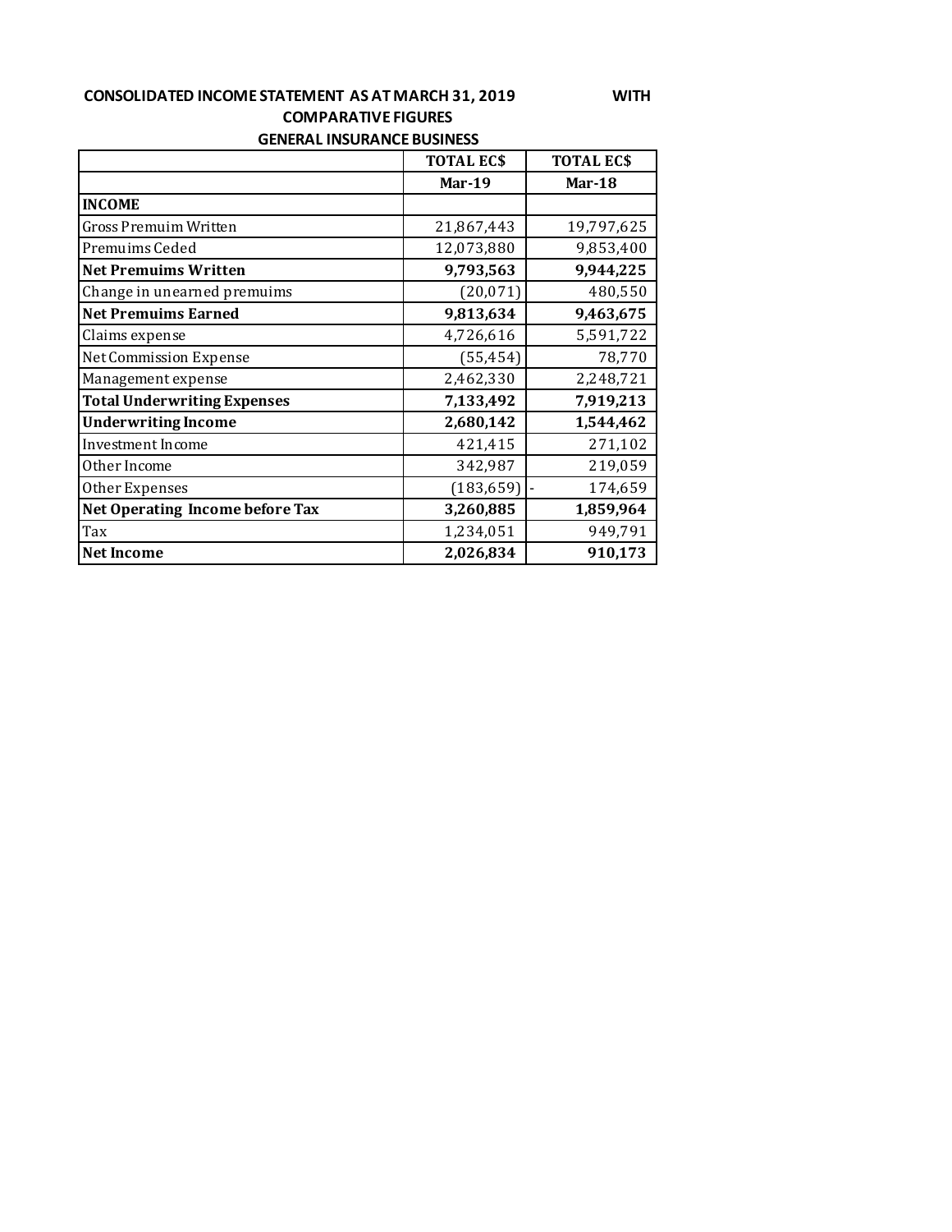**CONSOLIDATED INCOME STATEMENT AS AT MARCH 31, 2019 WITH COMPARATIVE FIGURES**

**GENERAL INSURANCE BUSINESS**

| | TOTAL EC$ | TOTAL EC$ |
|---|---|---|
| | **Mar-19** | **Mar-18** |
| **INCOME** | | |
| Gross Premuim Written | 21,867,443 | 19,797,625 |
| Premuims Ceded | 12,073,880 | 9,853,400 |
| **Net Premuims Written** | **9,793,563** | **9,944,225** |
| Change in unearned premuims | (20,071) | 480,550 |
| **Net Premuims Earned** | **9,813,634** | **9,463,675** |
| Claims expense | 4,726,616 | 5,591,722 |
| Net Commission Expense | (55,454) | 78,770 |
| Management expense | 2,462,330 | 2,248,721 |
| **Total Underwriting Expenses** | **7,133,492** | **7,919,213** |
| **Underwriting Income** | **2,680,142** | **1,544,462** |
| Investment Income | 421,415 | 271,102 |
| Other Income | 342,987 | 219,059 |
| Other Expenses | (183,659) | - 174,659 |
| **Net Operating Income before Tax** | **3,260,885** | **1,859,964** |
| Tax | 1,234,051 | 949,791 |
| **Net Income** | **2,026,834** | **910,173** |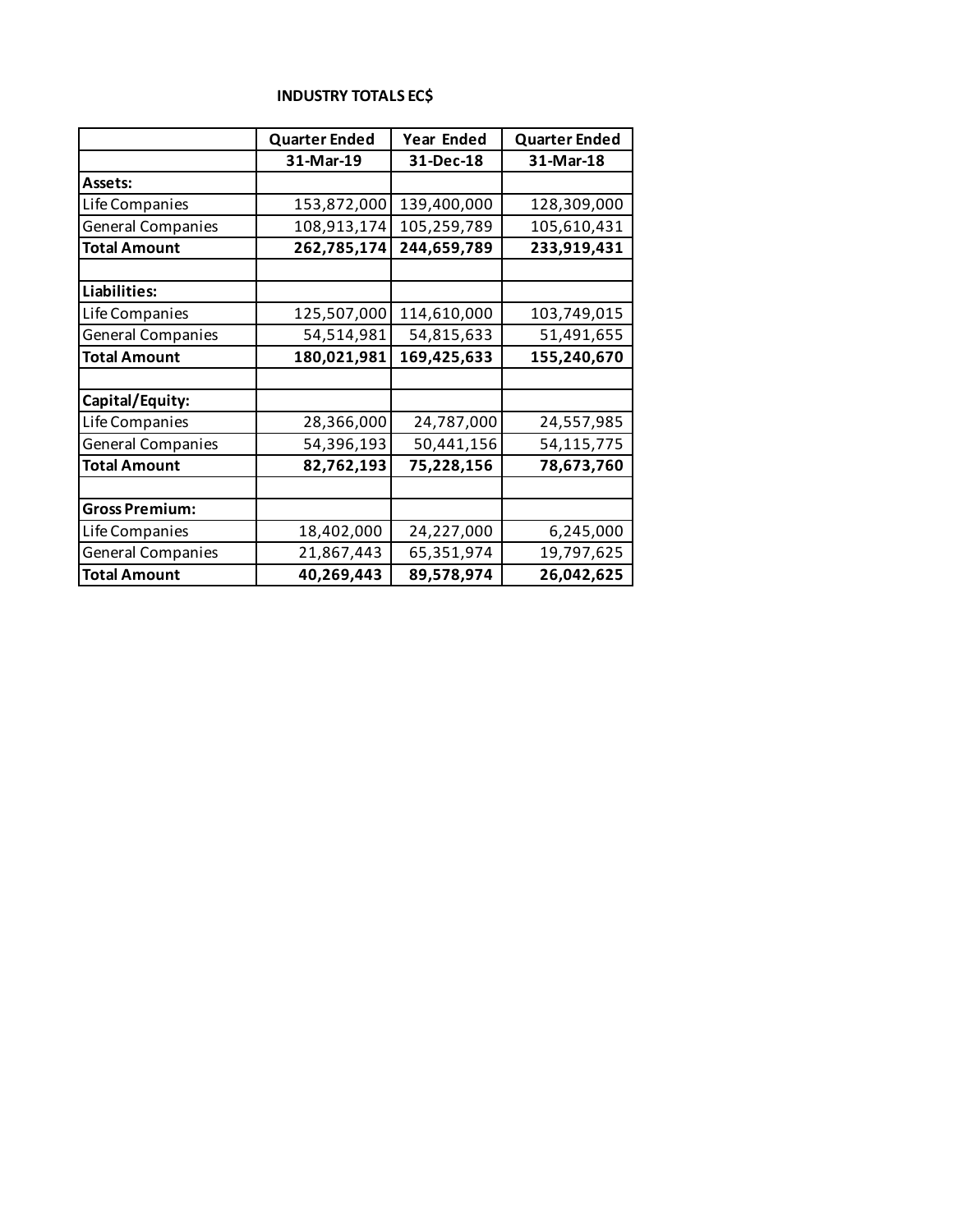## INDUSTRY TOTALS EC$

| | Quarter Ended | Year Ended | Quarter Ended |
|---|---|---|---|
| | 31-Mar-19 | 31-Dec-18 | 31-Mar-18 |
| **Assets:** | | | |
| Life Companies | 153,872,000 | 139,400,000 | 128,309,000 |
| General Companies | 108,913,174 | 105,259,789 | 105,610,431 |
| **Total Amount** | **262,785,174** | **244,659,789** | **233,919,431** |
| | | | |
| **Liabilities:** | | | |
| Life Companies | 125,507,000 | 114,610,000 | 103,749,015 |
| General Companies | 54,514,981 | 54,815,633 | 51,491,655 |
| **Total Amount** | **180,021,981** | **169,425,633** | **155,240,670** |
| | | | |
| **Capital/Equity:** | | | |
| Life Companies | 28,366,000 | 24,787,000 | 24,557,985 |
| General Companies | 54,396,193 | 50,441,156 | 54,115,775 |
| **Total Amount** | **82,762,193** | **75,228,156** | **78,673,760** |
| | | | |
| **Gross Premium:** | | | |
| Life Companies | 18,402,000 | 24,227,000 | 6,245,000 |
| General Companies | 21,867,443 | 65,351,974 | 19,797,625 |
| **Total Amount** | **40,269,443** | **89,578,974** | **26,042,625** |